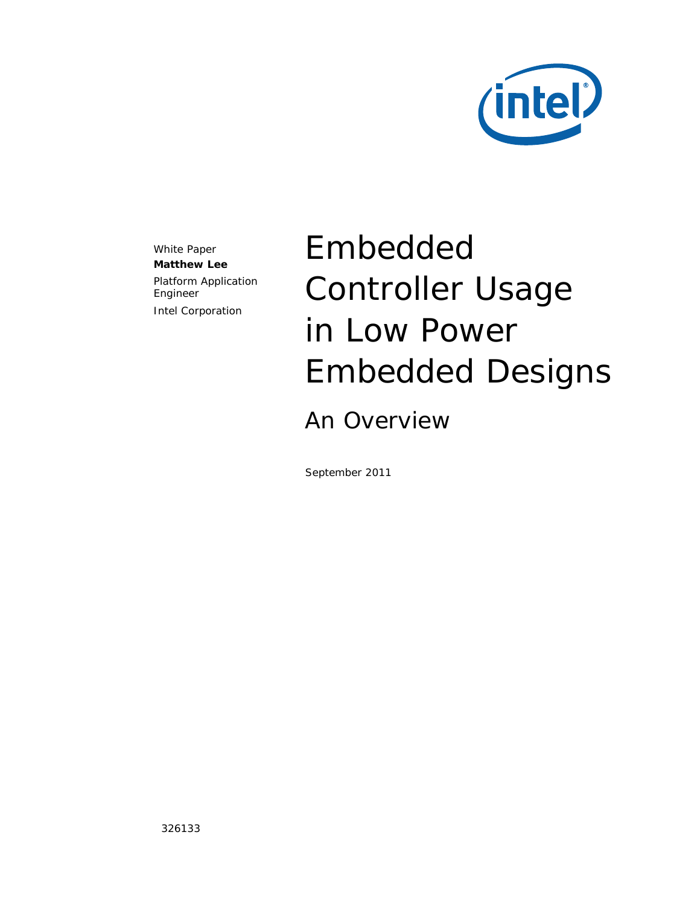# Embedded Controller Usage in Low Power Embedded Designs

## An Overview

September 2011

White Paper

**Matthew Lee**

Platform Application Engineer

Intel Corporation

326133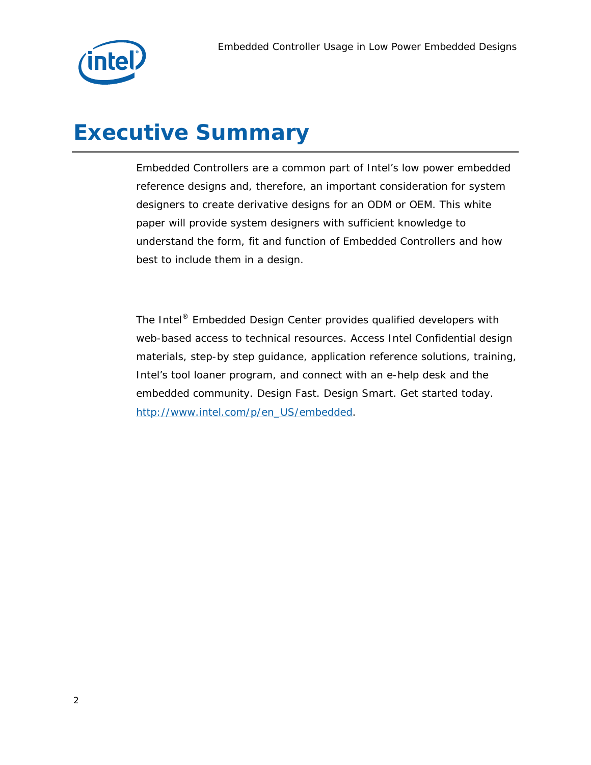# Executive Summary

Embedded Controllers are a common part of Intel's low power embedded reference designs and, therefore, an important consideration for system designers to create derivative designs for an ODM or OEM. This white paper will provide system designers with sufficient knowledge to understand the form, fit and function of Embedded Controllers and how best to include them in a design.

The Intel® Embedded Design Center provides qualified developers with web-based access to technical resources. Access Intel Confidential design materials, step-by step guidance, application reference solutions, training, Intel's tool loaner program, and connect with an e-help desk and the embedded community. Design Fast. Design Smart. Get started today. [http://www.intel.com/p/en_US/embedded](http://www.intel.com/p/en_US/embedded).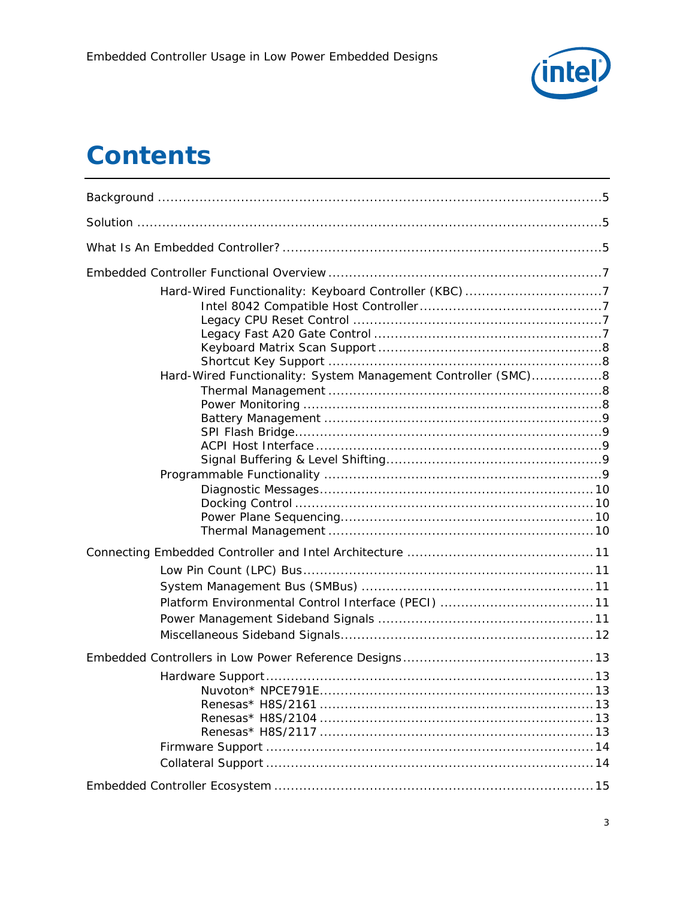# Contents

Background ....... 5

Solution ....... 5

What Is An Embedded Controller? ....... 5

Embedded Controller Functional Overview ....... 7

- Hard-Wired Functionality: Keyboard Controller (KBC) ....... 7
  - Intel 8042 Compatible Host Controller ....... 7
  - Legacy CPU Reset Control ....... 7
  - Legacy Fast A20 Gate Control ....... 7
  - Keyboard Matrix Scan Support ....... 8
  - Shortcut Key Support ....... 8
- Hard-Wired Functionality: System Management Controller (SMC) ....... 8
  - Thermal Management ....... 8
  - Power Monitoring ....... 8
  - Battery Management ....... 9
  - SPI Flash Bridge ....... 9
  - ACPI Host Interface ....... 9
  - Signal Buffering & Level Shifting ....... 9
- Programmable Functionality ....... 9
  - Diagnostic Messages ....... 10
  - Docking Control ....... 10
  - Power Plane Sequencing ....... 10
  - Thermal Management ....... 10

Connecting Embedded Controller and Intel Architecture ....... 11

- Low Pin Count (LPC) Bus ....... 11
- System Management Bus (SMBus) ....... 11
- Platform Environmental Control Interface (PECI) ....... 11
- Power Management Sideband Signals ....... 11
- Miscellaneous Sideband Signals ....... 12

Embedded Controllers in Low Power Reference Designs ....... 13

- Hardware Support ....... 13
  - Nuvoton* NPCE791E ....... 13
  - Renesas* H8S/2161 ....... 13
  - Renesas* H8S/2104 ....... 13
  - Renesas* H8S/2117 ....... 13
- Firmware Support ....... 14
- Collateral Support ....... 14

Embedded Controller Ecosystem ....... 15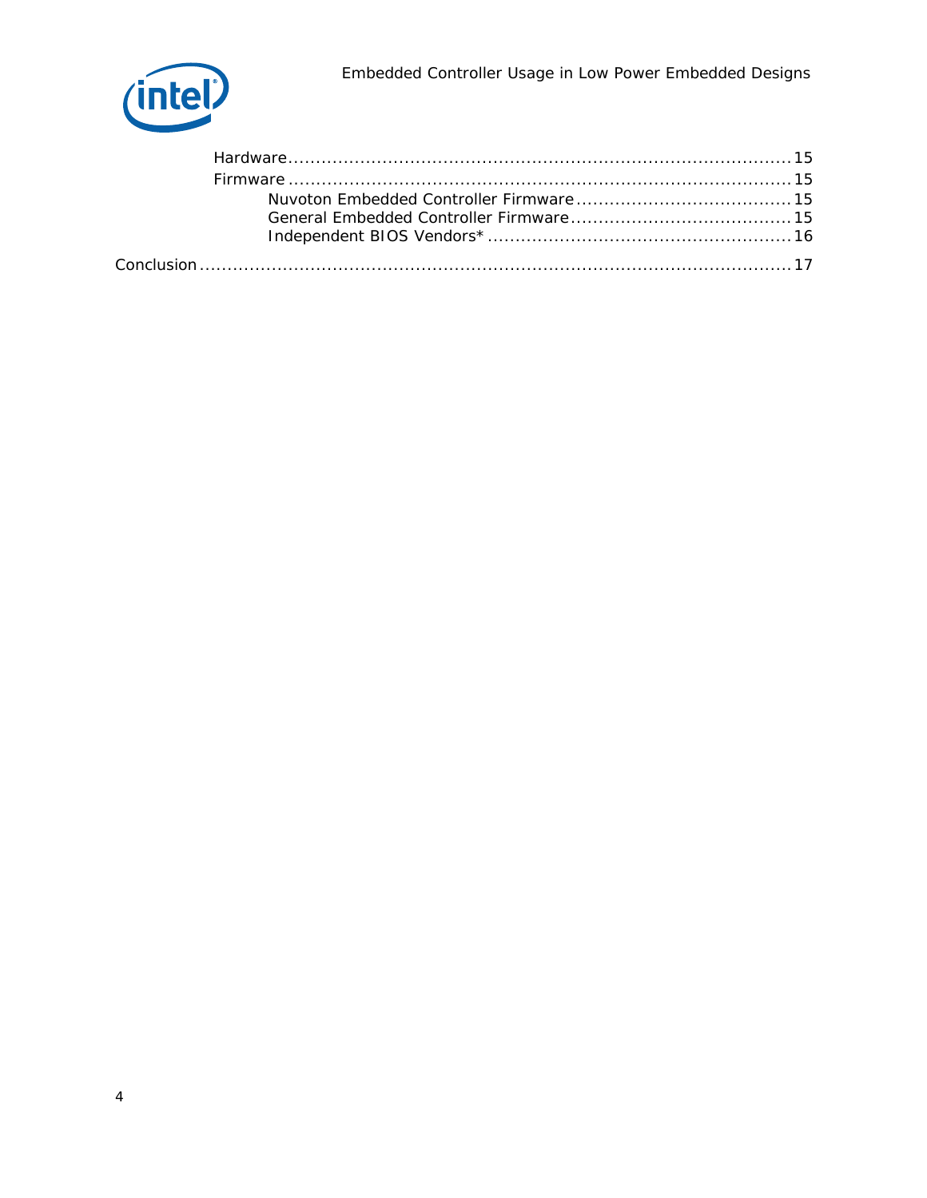- Hardware ........................................................................................ 15
- Firmware ........................................................................................ 15
  - Nuvoton Embedded Controller Firmware ...................................... 15
  - General Embedded Controller Firmware ....................................... 15
  - Independent BIOS Vendors* ...................................................... 16

Conclusion ............................................................................................... 17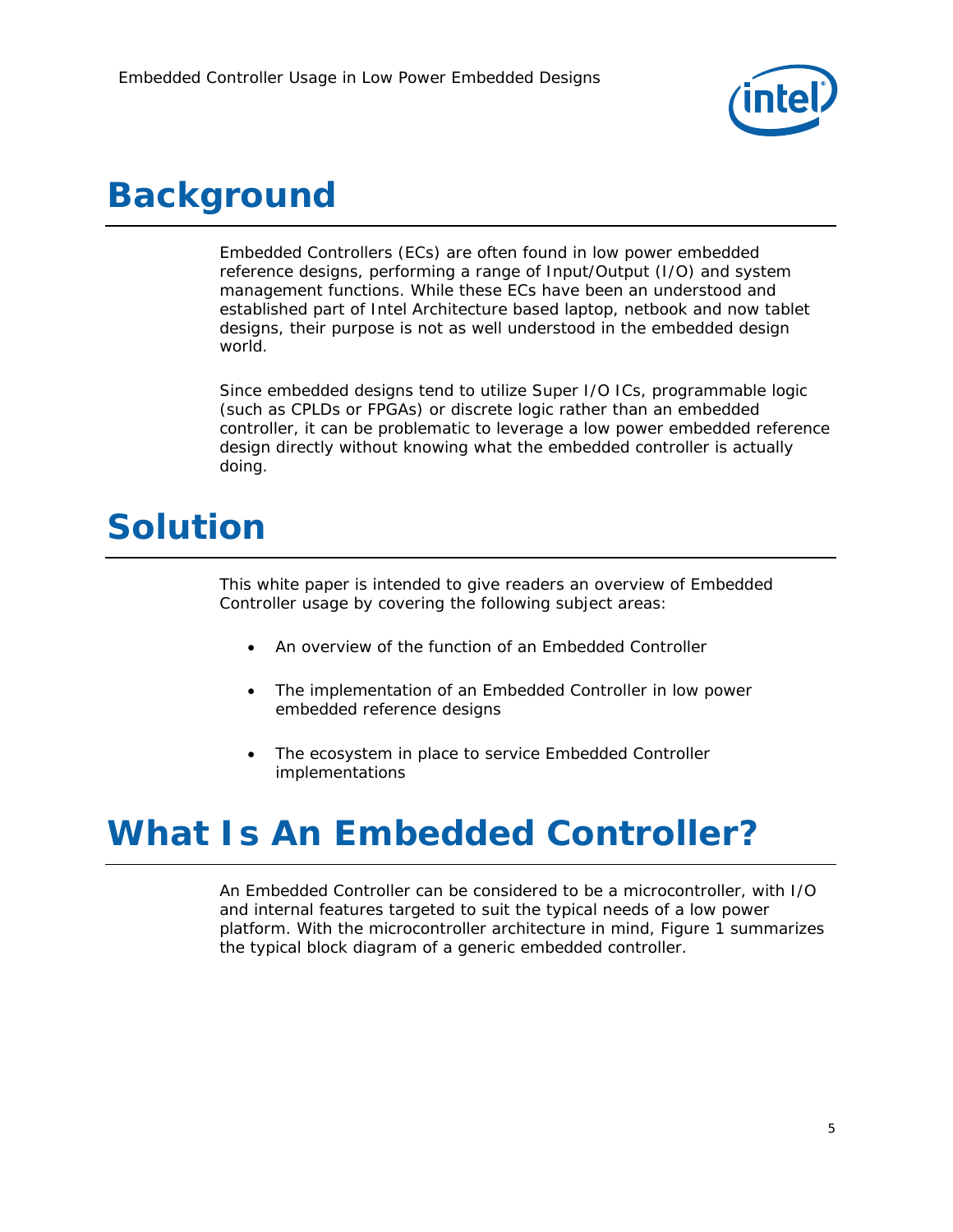# Background

Embedded Controllers (ECs) are often found in low power embedded reference designs, performing a range of Input/Output (I/O) and system management functions. While these ECs have been an understood and established part of Intel Architecture based laptop, netbook and now tablet designs, their purpose is not as well understood in the embedded design world.

Since embedded designs tend to utilize Super I/O ICs, programmable logic (such as CPLDs or FPGAs) or discrete logic rather than an embedded controller, it can be problematic to leverage a low power embedded reference design directly without knowing what the embedded controller is actually doing.

# Solution

This white paper is intended to give readers an overview of Embedded Controller usage by covering the following subject areas:

- An overview of the function of an Embedded Controller
- The implementation of an Embedded Controller in low power embedded reference designs
- The ecosystem in place to service Embedded Controller implementations

# What Is An Embedded Controller?

An Embedded Controller can be considered to be a microcontroller, with I/O and internal features targeted to suit the typical needs of a low power platform. With the microcontroller architecture in mind, Figure 1 summarizes the typical block diagram of a generic embedded controller.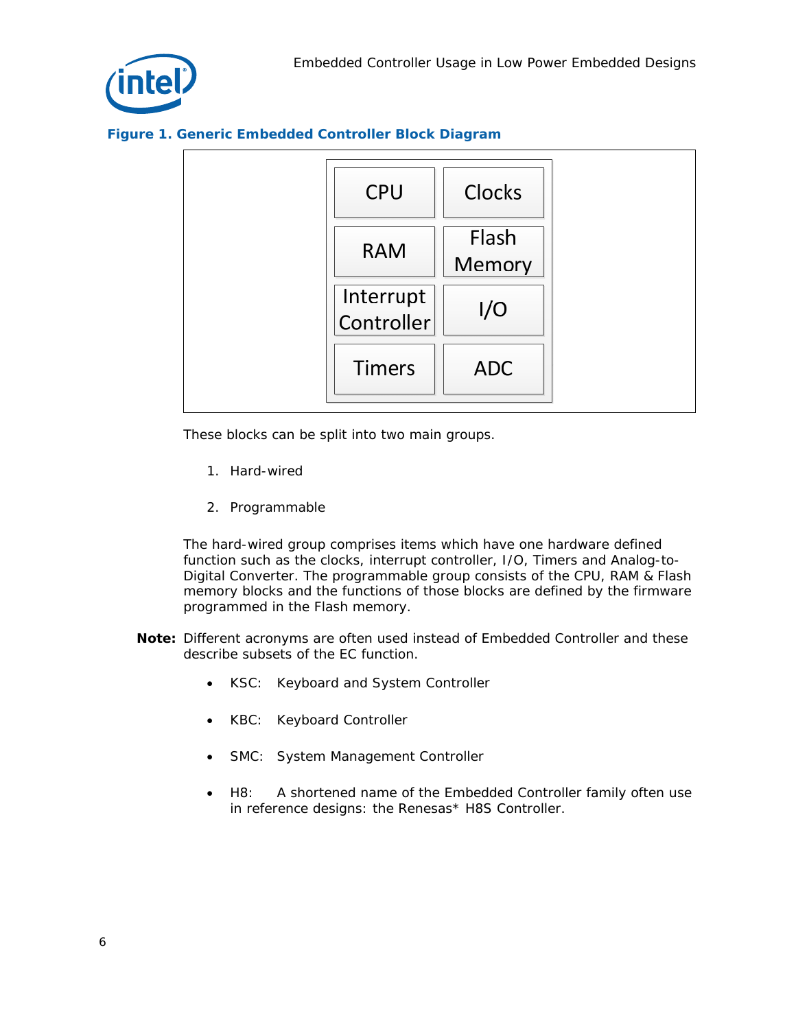**Figure 1. Generic Embedded Controller Block Diagram**

| CPU | Clocks |
|---|---|
| RAM | Flash Memory |
| Interrupt Controller | I/O |
| Timers | ADC |

These blocks can be split into two main groups.

1. Hard-wired

2. Programmable

The hard-wired group comprises items which have one hardware defined function such as the clocks, interrupt controller, I/O, Timers and Analog-to-Digital Converter. The programmable group consists of the CPU, RAM & Flash memory blocks and the functions of those blocks are defined by the firmware programmed in the Flash memory.

**Note:** Different acronyms are often used instead of Embedded Controller and these describe subsets of the EC function.

- KSC: Keyboard and System Controller
- KBC: Keyboard Controller
- SMC: System Management Controller
- H8: A shortened name of the Embedded Controller family often use in reference designs: the Renesas* H8S Controller.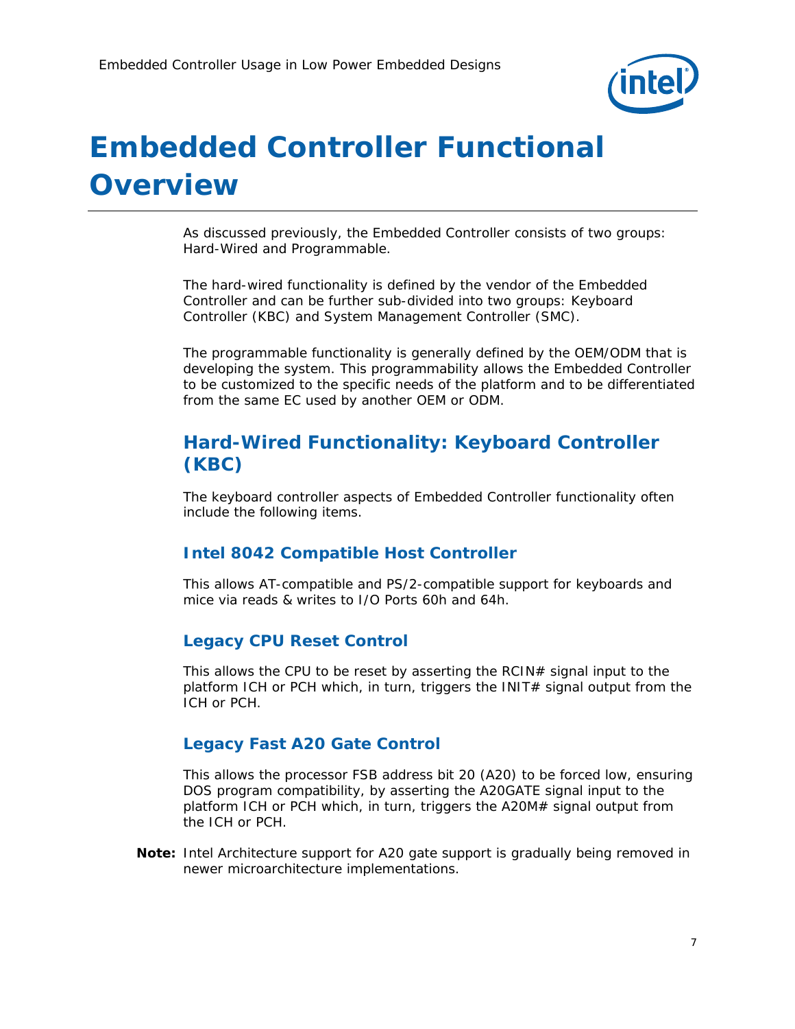# Embedded Controller Functional Overview

As discussed previously, the Embedded Controller consists of two groups: Hard-Wired and Programmable.

The hard-wired functionality is defined by the vendor of the Embedded Controller and can be further sub-divided into two groups: Keyboard Controller (KBC) and System Management Controller (SMC).

The programmable functionality is generally defined by the OEM/ODM that is developing the system. This programmability allows the Embedded Controller to be customized to the specific needs of the platform and to be differentiated from the same EC used by another OEM or ODM.

## Hard-Wired Functionality: Keyboard Controller (KBC)

The keyboard controller aspects of Embedded Controller functionality often include the following items.

### Intel 8042 Compatible Host Controller

This allows AT-compatible and PS/2-compatible support for keyboards and mice via reads & writes to I/O Ports 60h and 64h.

### Legacy CPU Reset Control

This allows the CPU to be reset by asserting the RCIN# signal input to the platform ICH or PCH which, in turn, triggers the INIT# signal output from the ICH or PCH.

### Legacy Fast A20 Gate Control

This allows the processor FSB address bit 20 (A20) to be forced low, ensuring DOS program compatibility, by asserting the A20GATE signal input to the platform ICH or PCH which, in turn, triggers the A20M# signal output from the ICH or PCH.

**Note:** Intel Architecture support for A20 gate support is gradually being removed in newer microarchitecture implementations.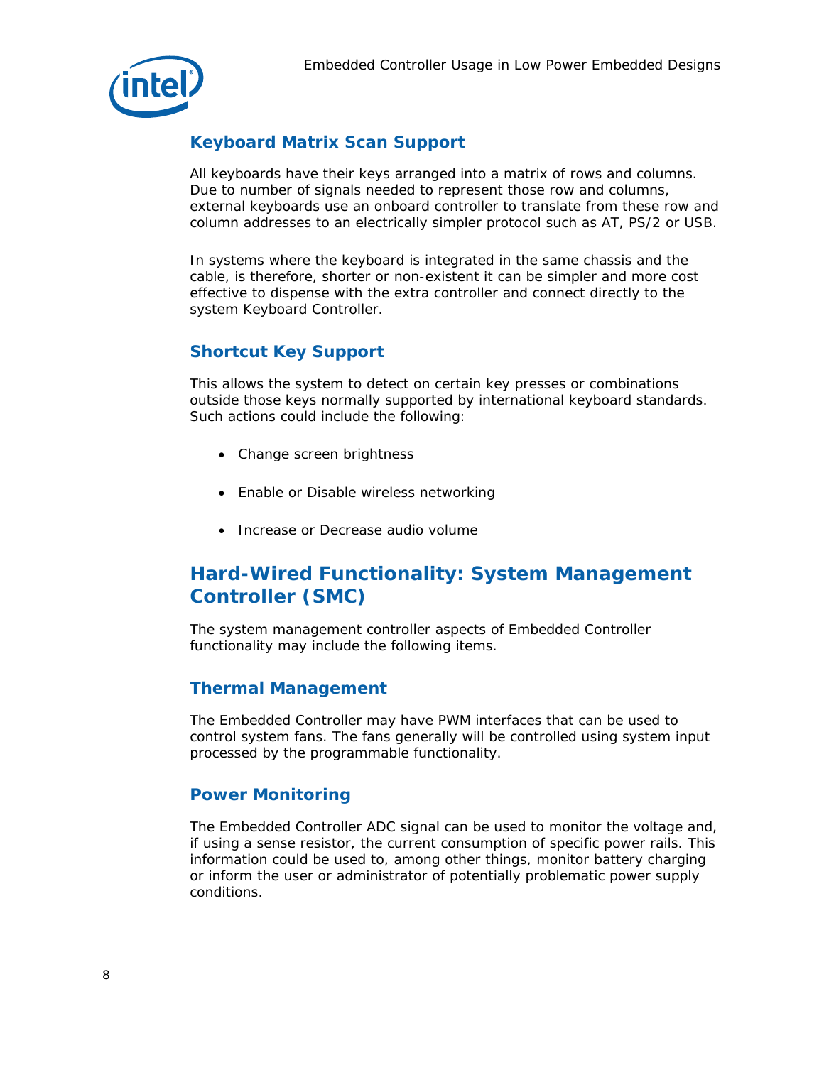### Keyboard Matrix Scan Support

All keyboards have their keys arranged into a matrix of rows and columns. Due to number of signals needed to represent those row and columns, external keyboards use an onboard controller to translate from these row and column addresses to an electrically simpler protocol such as AT, PS/2 or USB.

In systems where the keyboard is integrated in the same chassis and the cable, is therefore, shorter or non-existent it can be simpler and more cost effective to dispense with the extra controller and connect directly to the system Keyboard Controller.

### Shortcut Key Support

This allows the system to detect on certain key presses or combinations outside those keys normally supported by international keyboard standards. Such actions could include the following:

- Change screen brightness
- Enable or Disable wireless networking
- Increase or Decrease audio volume

## Hard-Wired Functionality: System Management Controller (SMC)

The system management controller aspects of Embedded Controller functionality may include the following items.

### Thermal Management

The Embedded Controller may have PWM interfaces that can be used to control system fans. The fans generally will be controlled using system input processed by the programmable functionality.

### Power Monitoring

The Embedded Controller ADC signal can be used to monitor the voltage and, if using a sense resistor, the current consumption of specific power rails. This information could be used to, among other things, monitor battery charging or inform the user or administrator of potentially problematic power supply conditions.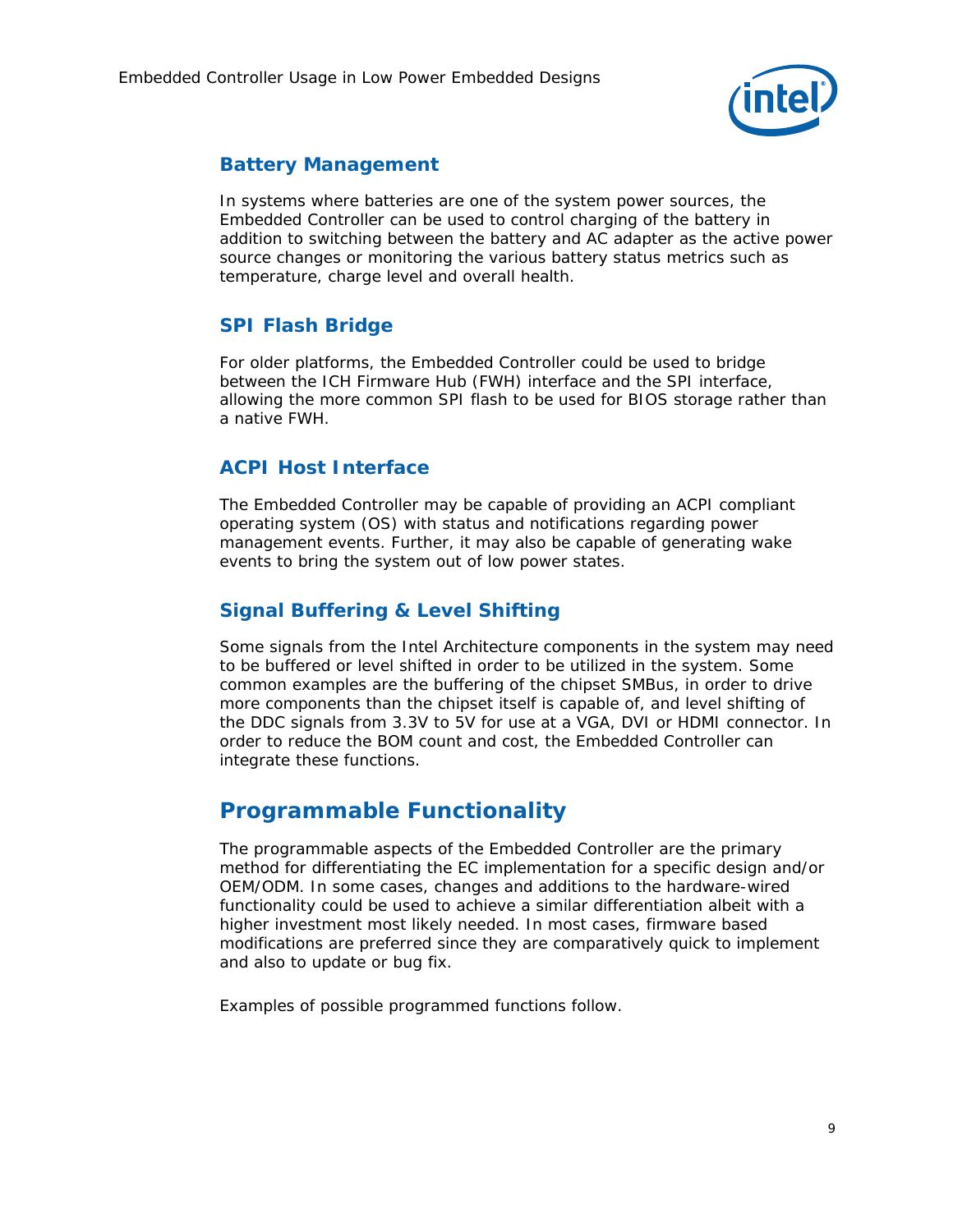### Battery Management

In systems where batteries are one of the system power sources, the Embedded Controller can be used to control charging of the battery in addition to switching between the battery and AC adapter as the active power source changes or monitoring the various battery status metrics such as temperature, charge level and overall health.

### SPI Flash Bridge

For older platforms, the Embedded Controller could be used to bridge between the ICH Firmware Hub (FWH) interface and the SPI interface, allowing the more common SPI flash to be used for BIOS storage rather than a native FWH.

### ACPI Host Interface

The Embedded Controller may be capable of providing an ACPI compliant operating system (OS) with status and notifications regarding power management events. Further, it may also be capable of generating wake events to bring the system out of low power states.

### Signal Buffering & Level Shifting

Some signals from the Intel Architecture components in the system may need to be buffered or level shifted in order to be utilized in the system. Some common examples are the buffering of the chipset SMBus, in order to drive more components than the chipset itself is capable of, and level shifting of the DDC signals from 3.3V to 5V for use at a VGA, DVI or HDMI connector. In order to reduce the BOM count and cost, the Embedded Controller can integrate these functions.

## Programmable Functionality

The programmable aspects of the Embedded Controller are the primary method for differentiating the EC implementation for a specific design and/or OEM/ODM. In some cases, changes and additions to the hardware-wired functionality could be used to achieve a similar differentiation albeit with a higher investment most likely needed. In most cases, firmware based modifications are preferred since they are comparatively quick to implement and also to update or bug fix.

Examples of possible programmed functions follow.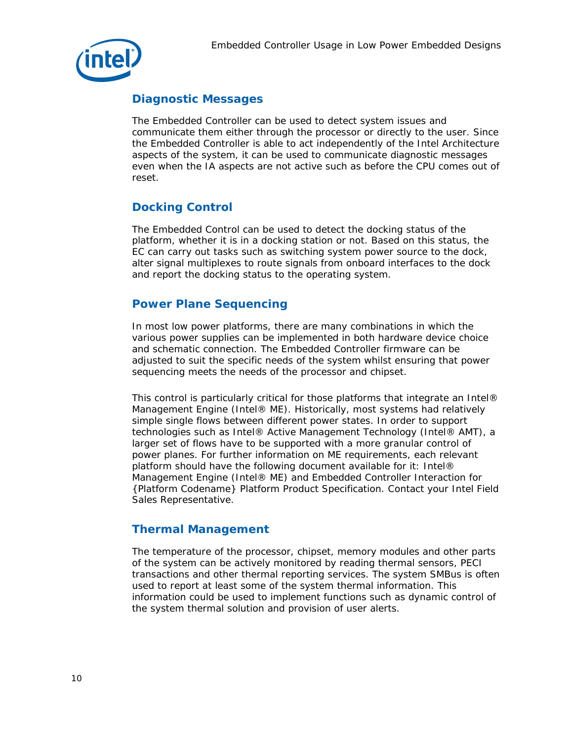## Diagnostic Messages

The Embedded Controller can be used to detect system issues and communicate them either through the processor or directly to the user. Since the Embedded Controller is able to act independently of the Intel Architecture aspects of the system, it can be used to communicate diagnostic messages even when the IA aspects are not active such as before the CPU comes out of reset.

## Docking Control

The Embedded Control can be used to detect the docking status of the platform, whether it is in a docking station or not. Based on this status, the EC can carry out tasks such as switching system power source to the dock, alter signal multiplexes to route signals from onboard interfaces to the dock and report the docking status to the operating system.

## Power Plane Sequencing

In most low power platforms, there are many combinations in which the various power supplies can be implemented in both hardware device choice and schematic connection. The Embedded Controller firmware can be adjusted to suit the specific needs of the system whilst ensuring that power sequencing meets the needs of the processor and chipset.

This control is particularly critical for those platforms that integrate an Intel® Management Engine (Intel® ME). Historically, most systems had relatively simple single flows between different power states. In order to support technologies such as Intel® Active Management Technology (Intel® AMT), a larger set of flows have to be supported with a more granular control of power planes. For further information on ME requirements, each relevant platform should have the following document available for it: Intel® Management Engine (Intel® ME) and Embedded Controller Interaction for {Platform Codename} Platform Product Specification. Contact your Intel Field Sales Representative.

## Thermal Management

The temperature of the processor, chipset, memory modules and other parts of the system can be actively monitored by reading thermal sensors, PECI transactions and other thermal reporting services. The system SMBus is often used to report at least some of the system thermal information. This information could be used to implement functions such as dynamic control of the system thermal solution and provision of user alerts.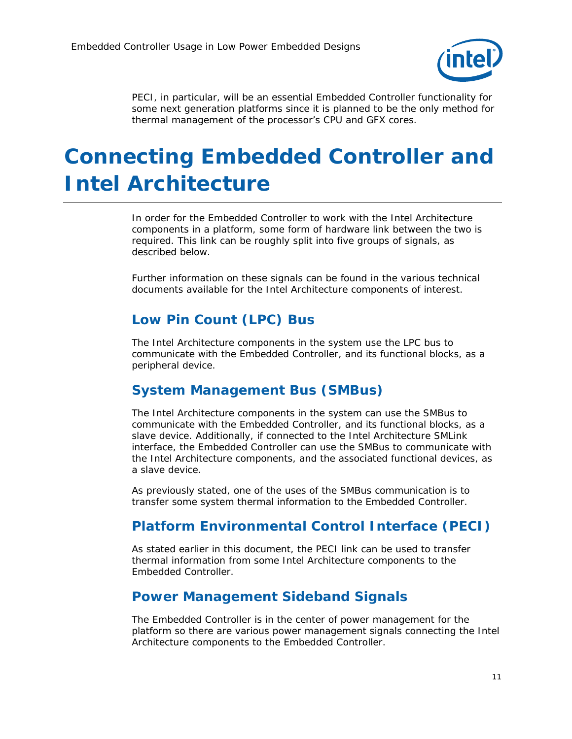PECI, in particular, will be an essential Embedded Controller functionality for some next generation platforms since it is planned to be the only method for thermal management of the processor's CPU and GFX cores.

# Connecting Embedded Controller and Intel Architecture

In order for the Embedded Controller to work with the Intel Architecture components in a platform, some form of hardware link between the two is required. This link can be roughly split into five groups of signals, as described below.

Further information on these signals can be found in the various technical documents available for the Intel Architecture components of interest.

## Low Pin Count (LPC) Bus

The Intel Architecture components in the system use the LPC bus to communicate with the Embedded Controller, and its functional blocks, as a peripheral device.

## System Management Bus (SMBus)

The Intel Architecture components in the system can use the SMBus to communicate with the Embedded Controller, and its functional blocks, as a slave device. Additionally, if connected to the Intel Architecture SMLink interface, the Embedded Controller can use the SMBus to communicate with the Intel Architecture components, and the associated functional devices, as a slave device.

As previously stated, one of the uses of the SMBus communication is to transfer some system thermal information to the Embedded Controller.

## Platform Environmental Control Interface (PECI)

As stated earlier in this document, the PECI link can be used to transfer thermal information from some Intel Architecture components to the Embedded Controller.

## Power Management Sideband Signals

The Embedded Controller is in the center of power management for the platform so there are various power management signals connecting the Intel Architecture components to the Embedded Controller.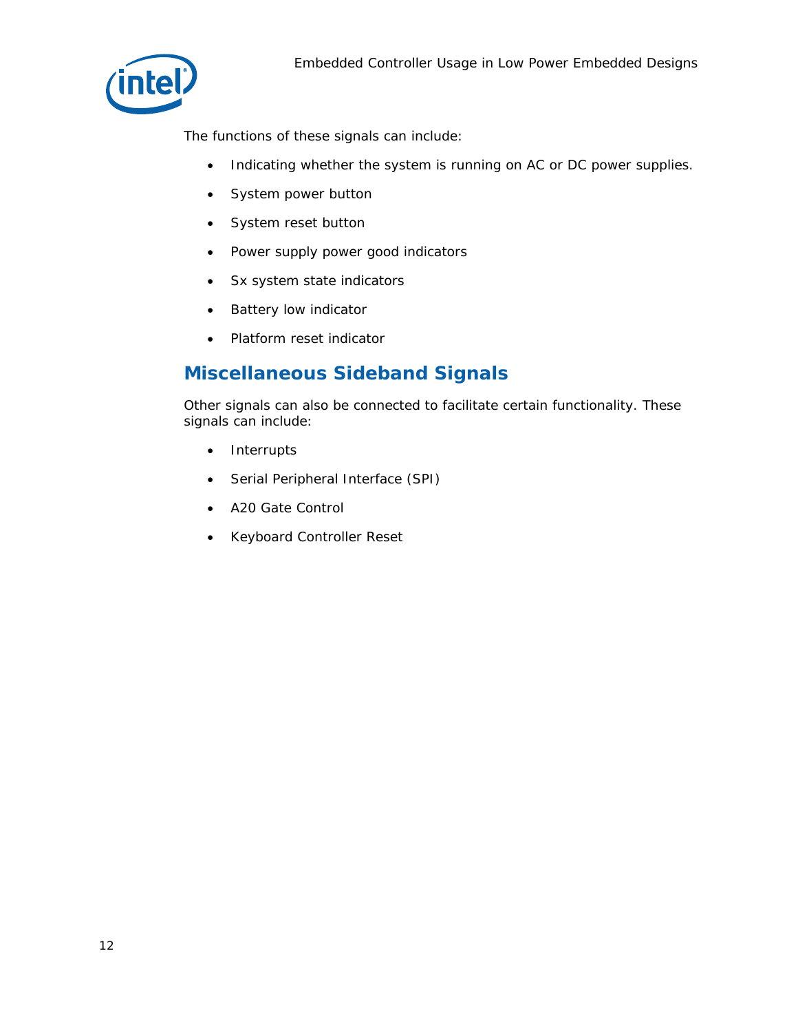The functions of these signals can include:

- Indicating whether the system is running on AC or DC power supplies.
- System power button
- System reset button
- Power supply power good indicators
- Sx system state indicators
- Battery low indicator
- Platform reset indicator

## Miscellaneous Sideband Signals

Other signals can also be connected to facilitate certain functionality. These signals can include:

- Interrupts
- Serial Peripheral Interface (SPI)
- A20 Gate Control
- Keyboard Controller Reset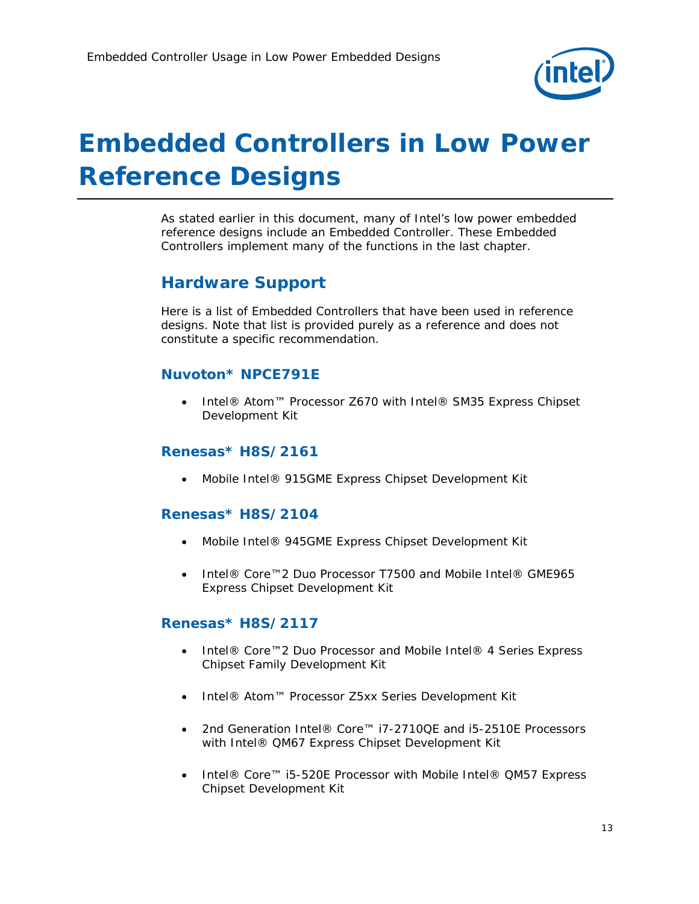# Embedded Controllers in Low Power Reference Designs

As stated earlier in this document, many of Intel's low power embedded reference designs include an Embedded Controller. These Embedded Controllers implement many of the functions in the last chapter.

## Hardware Support

Here is a list of Embedded Controllers that have been used in reference designs. Note that list is provided purely as a reference and does not constitute a specific recommendation.

### Nuvoton* NPCE791E

- Intel® Atom™ Processor Z670 with Intel® SM35 Express Chipset Development Kit

### Renesas* H8S/2161

- Mobile Intel® 915GME Express Chipset Development Kit

### Renesas* H8S/2104

- Mobile Intel® 945GME Express Chipset Development Kit
- Intel® Core™2 Duo Processor T7500 and Mobile Intel® GME965 Express Chipset Development Kit

### Renesas* H8S/2117

- Intel® Core™2 Duo Processor and Mobile Intel® 4 Series Express Chipset Family Development Kit
- Intel® Atom™ Processor Z5xx Series Development Kit
- 2nd Generation Intel® Core™ i7-2710QE and i5-2510E Processors with Intel® QM67 Express Chipset Development Kit
- Intel® Core™ i5-520E Processor with Mobile Intel® QM57 Express Chipset Development Kit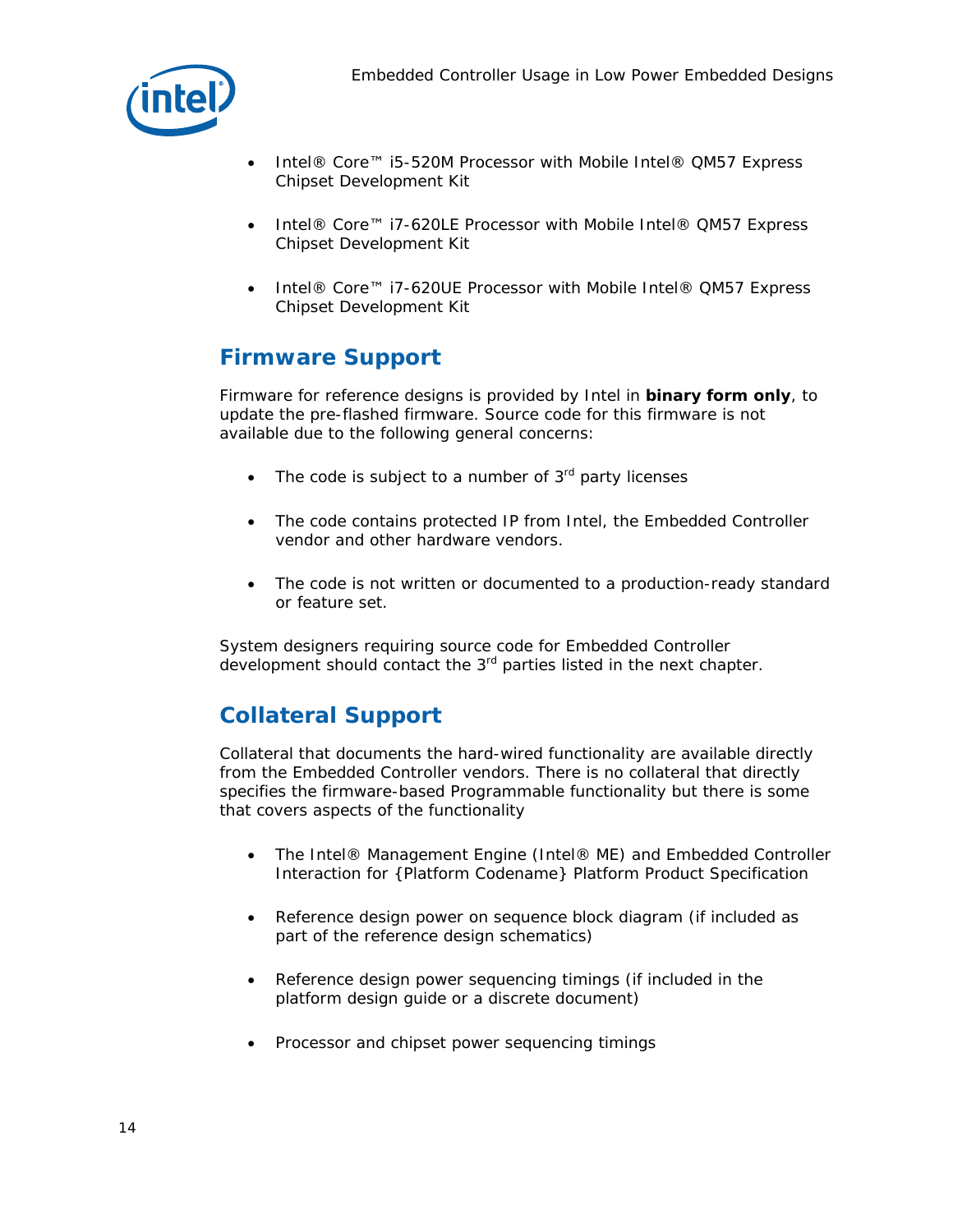- Intel® Core™ i5-520M Processor with Mobile Intel® QM57 Express Chipset Development Kit
- Intel® Core™ i7-620LE Processor with Mobile Intel® QM57 Express Chipset Development Kit
- Intel® Core™ i7-620UE Processor with Mobile Intel® QM57 Express Chipset Development Kit

## Firmware Support

Firmware for reference designs is provided by Intel in **binary form only**, to update the pre-flashed firmware. Source code for this firmware is not available due to the following general concerns:

- The code is subject to a number of 3rd party licenses
- The code contains protected IP from Intel, the Embedded Controller vendor and other hardware vendors.
- The code is not written or documented to a production-ready standard or feature set.

System designers requiring source code for Embedded Controller development should contact the 3rd parties listed in the next chapter.

## Collateral Support

Collateral that documents the hard-wired functionality are available directly from the Embedded Controller vendors. There is no collateral that directly specifies the firmware-based Programmable functionality but there is some that covers aspects of the functionality

- The Intel® Management Engine (Intel® ME) and Embedded Controller Interaction for {Platform Codename} Platform Product Specification
- Reference design power on sequence block diagram (if included as part of the reference design schematics)
- Reference design power sequencing timings (if included in the platform design guide or a discrete document)
- Processor and chipset power sequencing timings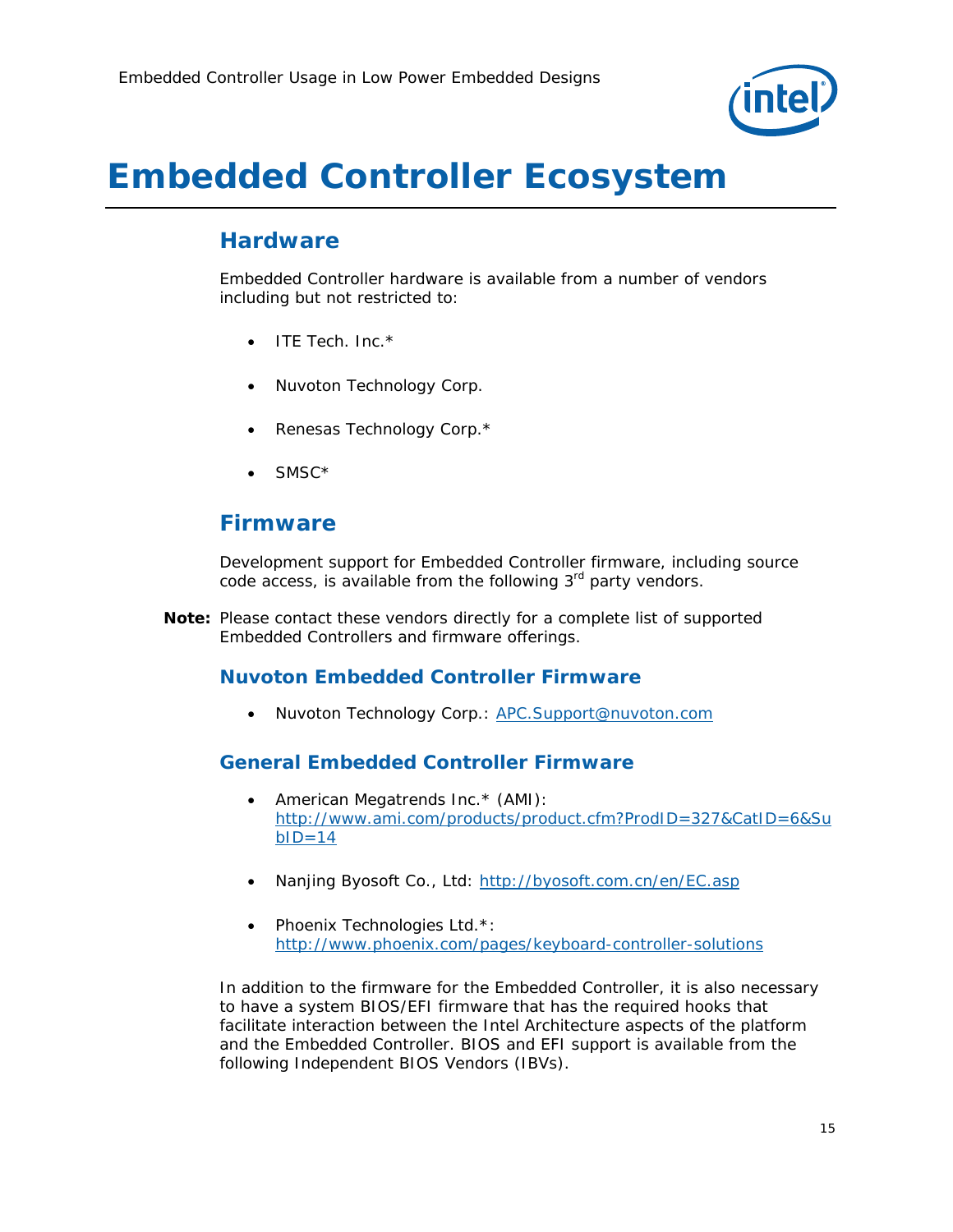# Embedded Controller Ecosystem

## Hardware

Embedded Controller hardware is available from a number of vendors including but not restricted to:

- ITE Tech. Inc.*
- Nuvoton Technology Corp.
- Renesas Technology Corp.*
- SMSC*

## Firmware

Development support for Embedded Controller firmware, including source code access, is available from the following 3rd party vendors.

**Note:** Please contact these vendors directly for a complete list of supported Embedded Controllers and firmware offerings.

### Nuvoton Embedded Controller Firmware

- Nuvoton Technology Corp.: APC.Support@nuvoton.com

### General Embedded Controller Firmware

- American Megatrends Inc.* (AMI): http://www.ami.com/products/product.cfm?ProdID=327&CatID=6&SubID=14
- Nanjing Byosoft Co., Ltd: http://byosoft.com.cn/en/EC.asp
- Phoenix Technologies Ltd.*: http://www.phoenix.com/pages/keyboard-controller-solutions

In addition to the firmware for the Embedded Controller, it is also necessary to have a system BIOS/EFI firmware that has the required hooks that facilitate interaction between the Intel Architecture aspects of the platform and the Embedded Controller. BIOS and EFI support is available from the following Independent BIOS Vendors (IBVs).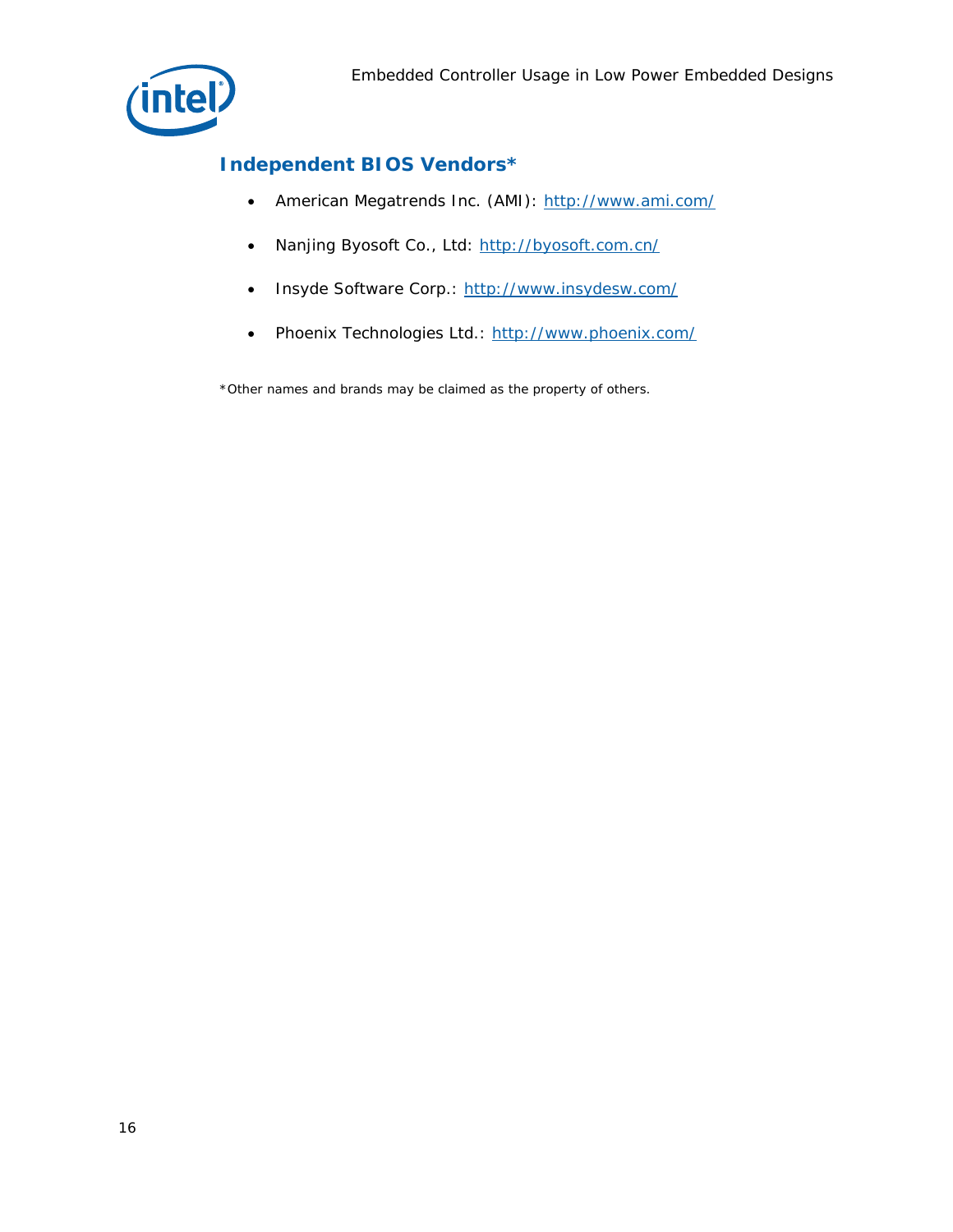## Independent BIOS Vendors*

- American Megatrends Inc. (AMI): http://www.ami.com/
- Nanjing Byosoft Co., Ltd: http://byosoft.com.cn/
- Insyde Software Corp.: http://www.insydesw.com/
- Phoenix Technologies Ltd.: http://www.phoenix.com/

*Other names and brands may be claimed as the property of others.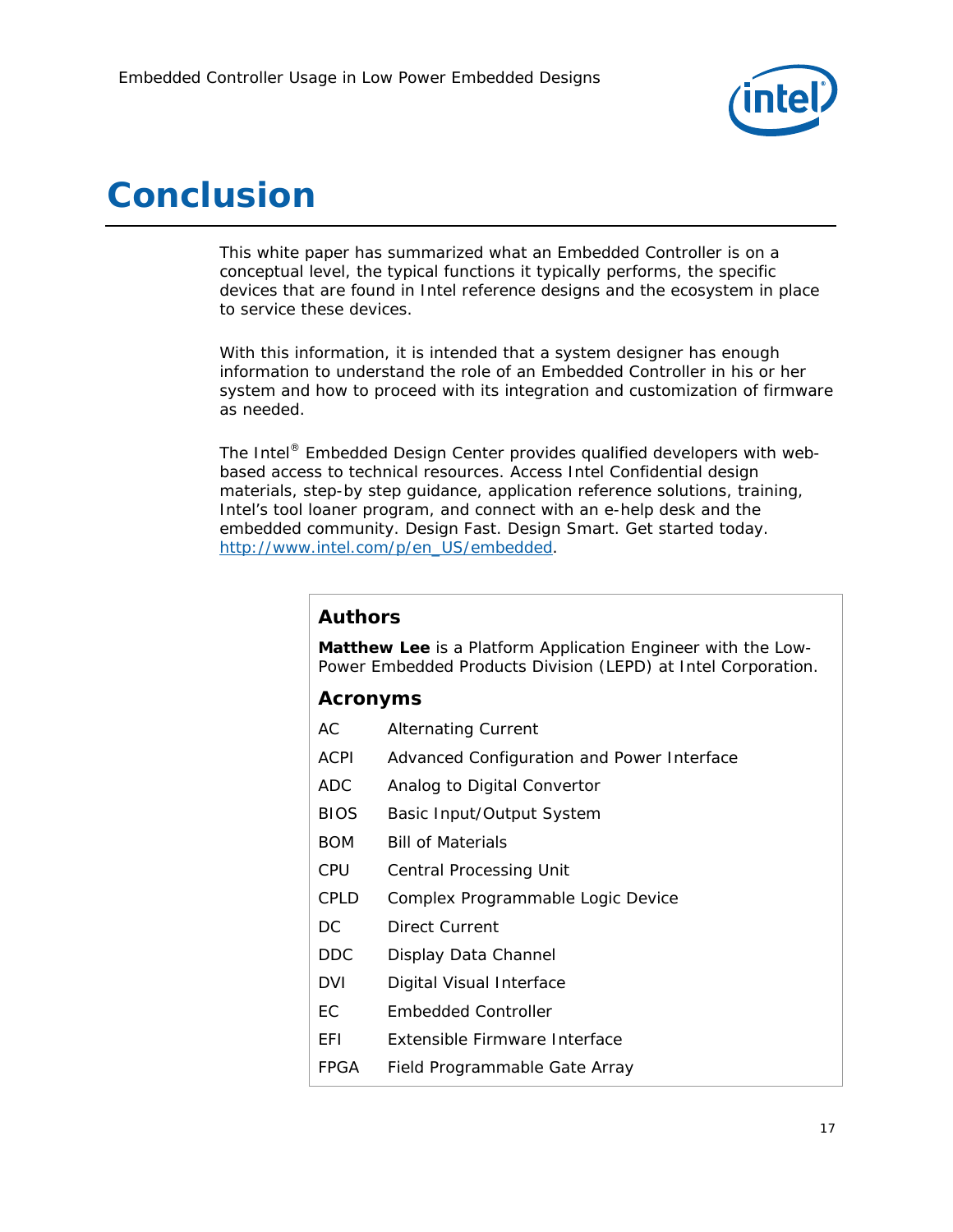# Conclusion

This white paper has summarized what an Embedded Controller is on a conceptual level, the typical functions it typically performs, the specific devices that are found in Intel reference designs and the ecosystem in place to service these devices.

With this information, it is intended that a system designer has enough information to understand the role of an Embedded Controller in his or her system and how to proceed with its integration and customization of firmware as needed.

The Intel® Embedded Design Center provides qualified developers with web-based access to technical resources. Access Intel Confidential design materials, step-by step guidance, application reference solutions, training, Intel's tool loaner program, and connect with an e-help desk and the embedded community. Design Fast. Design Smart. Get started today. http://www.intel.com/p/en_US/embedded.

## Authors

**Matthew Lee** is a Platform Application Engineer with the Low-Power Embedded Products Division (LEPD) at Intel Corporation.

## Acronyms

| | |
|---|---|
| AC | Alternating Current |
| ACPI | Advanced Configuration and Power Interface |
| ADC | Analog to Digital Convertor |
| BIOS | Basic Input/Output System |
| BOM | Bill of Materials |
| CPU | Central Processing Unit |
| CPLD | Complex Programmable Logic Device |
| DC | Direct Current |
| DDC | Display Data Channel |
| DVI | Digital Visual Interface |
| EC | Embedded Controller |
| EFI | Extensible Firmware Interface |
| FPGA | Field Programmable Gate Array |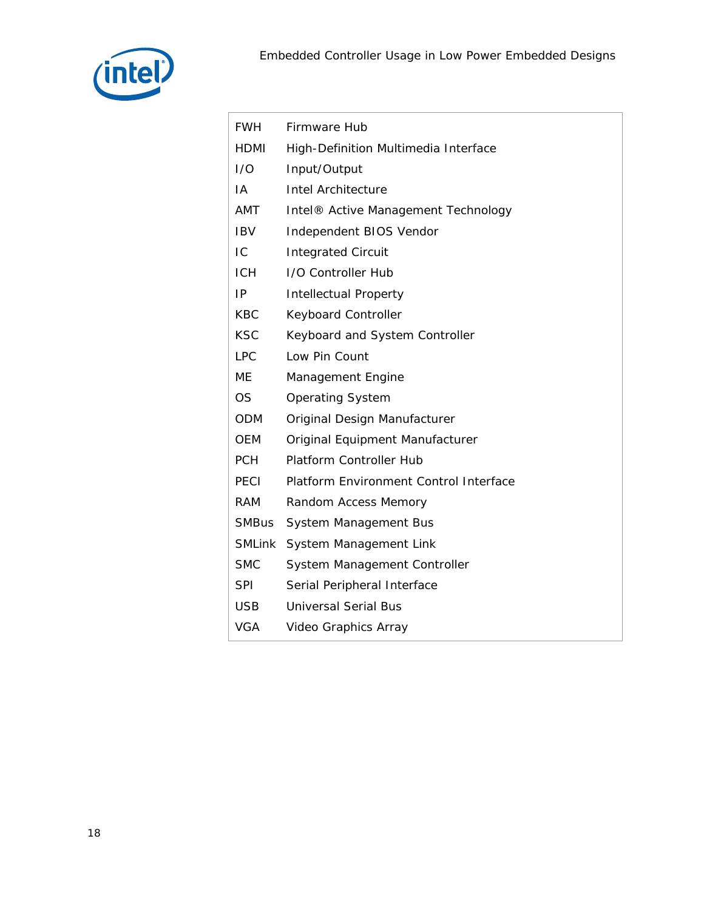| | |
|---|---|
| FWH | Firmware Hub |
| HDMI | High-Definition Multimedia Interface |
| I/O | Input/Output |
| IA | Intel Architecture |
| AMT | Intel® Active Management Technology |
| IBV | Independent BIOS Vendor |
| IC | Integrated Circuit |
| ICH | I/O Controller Hub |
| IP | Intellectual Property |
| KBC | Keyboard Controller |
| KSC | Keyboard and System Controller |
| LPC | Low Pin Count |
| ME | Management Engine |
| OS | Operating System |
| ODM | Original Design Manufacturer |
| OEM | Original Equipment Manufacturer |
| PCH | Platform Controller Hub |
| PECI | Platform Environment Control Interface |
| RAM | Random Access Memory |
| SMBus | System Management Bus |
| SMLink | System Management Link |
| SMC | System Management Controller |
| SPI | Serial Peripheral Interface |
| USB | Universal Serial Bus |
| VGA | Video Graphics Array |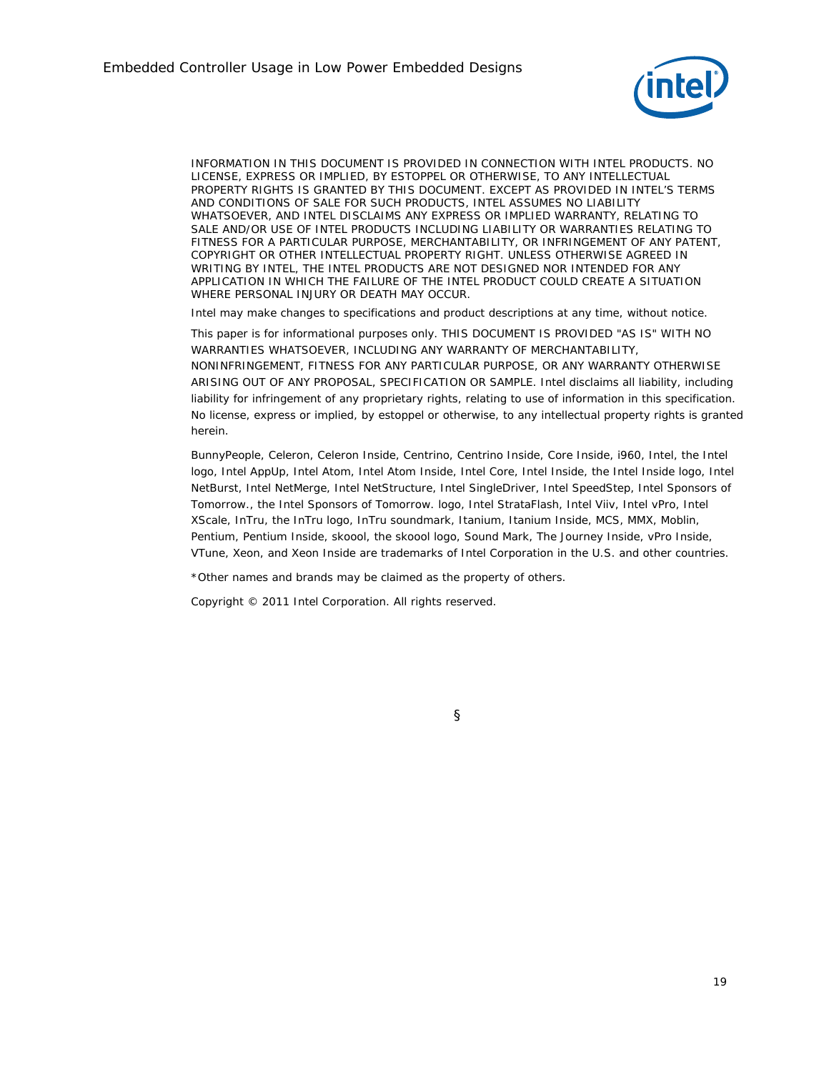INFORMATION IN THIS DOCUMENT IS PROVIDED IN CONNECTION WITH INTEL PRODUCTS. NO LICENSE, EXPRESS OR IMPLIED, BY ESTOPPEL OR OTHERWISE, TO ANY INTELLECTUAL PROPERTY RIGHTS IS GRANTED BY THIS DOCUMENT. EXCEPT AS PROVIDED IN INTEL'S TERMS AND CONDITIONS OF SALE FOR SUCH PRODUCTS, INTEL ASSUMES NO LIABILITY WHATSOEVER, AND INTEL DISCLAIMS ANY EXPRESS OR IMPLIED WARRANTY, RELATING TO SALE AND/OR USE OF INTEL PRODUCTS INCLUDING LIABILITY OR WARRANTIES RELATING TO FITNESS FOR A PARTICULAR PURPOSE, MERCHANTABILITY, OR INFRINGEMENT OF ANY PATENT, COPYRIGHT OR OTHER INTELLECTUAL PROPERTY RIGHT. UNLESS OTHERWISE AGREED IN WRITING BY INTEL, THE INTEL PRODUCTS ARE NOT DESIGNED NOR INTENDED FOR ANY APPLICATION IN WHICH THE FAILURE OF THE INTEL PRODUCT COULD CREATE A SITUATION WHERE PERSONAL INJURY OR DEATH MAY OCCUR.

Intel may make changes to specifications and product descriptions at any time, without notice.

This paper is for informational purposes only. THIS DOCUMENT IS PROVIDED "AS IS" WITH NO WARRANTIES WHATSOEVER, INCLUDING ANY WARRANTY OF MERCHANTABILITY, NONINFRINGEMENT, FITNESS FOR ANY PARTICULAR PURPOSE, OR ANY WARRANTY OTHERWISE ARISING OUT OF ANY PROPOSAL, SPECIFICATION OR SAMPLE. Intel disclaims all liability, including liability for infringement of any proprietary rights, relating to use of information in this specification. No license, express or implied, by estoppel or otherwise, to any intellectual property rights is granted herein.

BunnyPeople, Celeron, Celeron Inside, Centrino, Centrino Inside, Core Inside, i960, Intel, the Intel logo, Intel AppUp, Intel Atom, Intel Atom Inside, Intel Core, Intel Inside, the Intel Inside logo, Intel NetBurst, Intel NetMerge, Intel NetStructure, Intel SingleDriver, Intel SpeedStep, Intel Sponsors of Tomorrow., the Intel Sponsors of Tomorrow. logo, Intel StrataFlash, Intel Viiv, Intel vPro, Intel XScale, InTru, the InTru logo, InTru soundmark, Itanium, Itanium Inside, MCS, MMX, Moblin, Pentium, Pentium Inside, skoool, the skoool logo, Sound Mark, The Journey Inside, vPro Inside, VTune, Xeon, and Xeon Inside are trademarks of Intel Corporation in the U.S. and other countries.

*Other names and brands may be claimed as the property of others.

Copyright © 2011 Intel Corporation. All rights reserved.

§